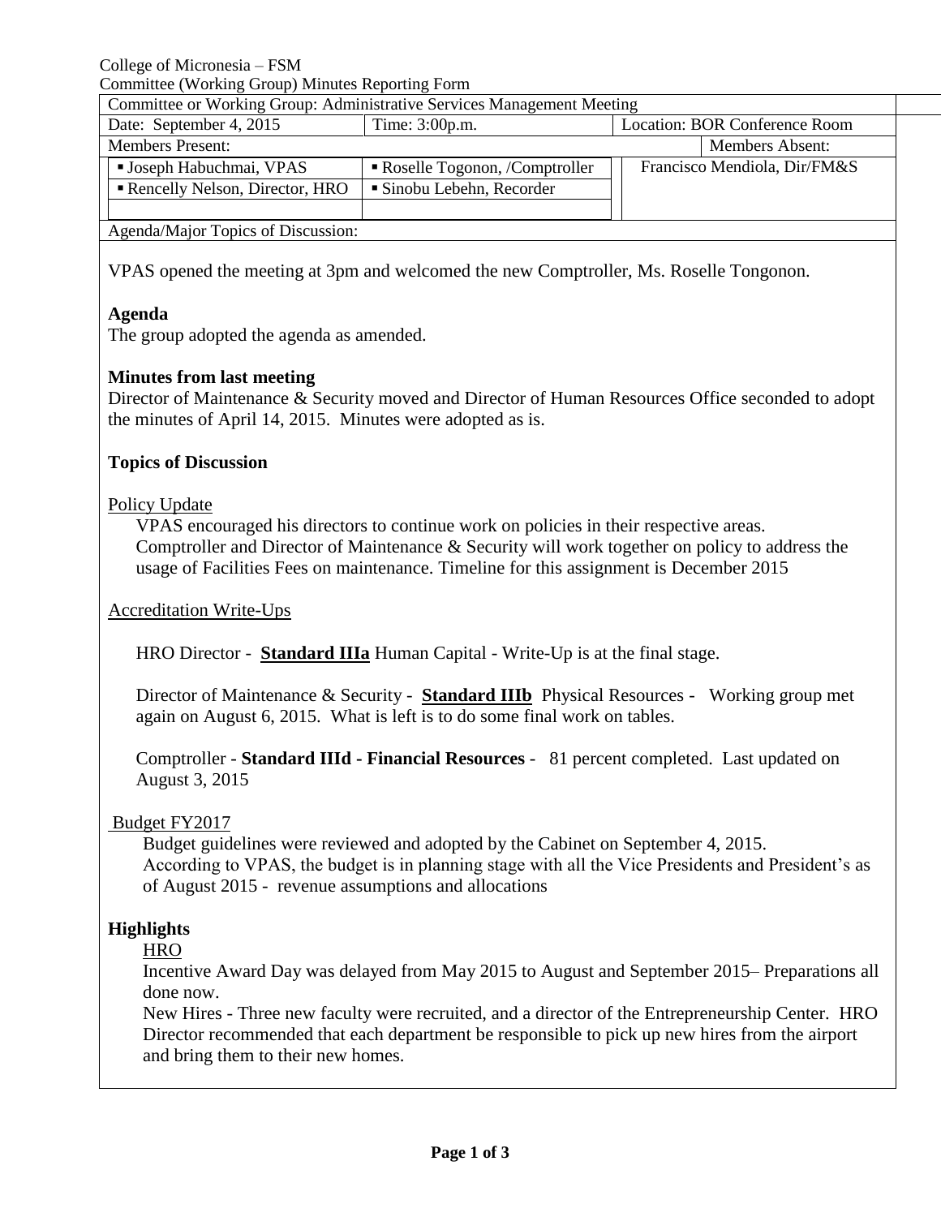College of Micronesia – FSM
Committee (Working Group) Minutes Reporting Form

| Committee or Working Group: Administrative Services Management Meeting | | |
|---|---|---|
| Date: September 4, 2015 | Time: 3:00p.m. | Location: BOR Conference Room |
| Members Present: | | Members Absent: |
| ▪ Joseph Habuchmai, VPAS | ▪ Roselle Togonon, /Comptroller | Francisco Mendiola, Dir/FM&S |
| ▪ Rencelly Nelson, Director, HRO | ▪ Sinobu Lebehn, Recorder | |

Agenda/Major Topics of Discussion:

VPAS opened the meeting at 3pm and welcomed the new Comptroller, Ms. Roselle Tongonon.

**Agenda**

The group adopted the agenda as amended.

**Minutes from last meeting**

Director of Maintenance & Security moved and Director of Human Resources Office seconded to adopt the minutes of April 14, 2015. Minutes were adopted as is.

**Topics of Discussion**

Policy Update

VPAS encouraged his directors to continue work on policies in their respective areas. Comptroller and Director of Maintenance & Security will work together on policy to address the usage of Facilities Fees on maintenance. Timeline for this assignment is December 2015

Accreditation Write-Ups

HRO Director - **Standard IIIa** Human Capital - Write-Up is at the final stage.

Director of Maintenance & Security - **Standard IIIb** Physical Resources - Working group met again on August 6, 2015. What is left is to do some final work on tables.

Comptroller - **Standard IIId - Financial Resources** - 81 percent completed. Last updated on August 3, 2015

Budget FY2017

Budget guidelines were reviewed and adopted by the Cabinet on September 4, 2015. According to VPAS, the budget is in planning stage with all the Vice Presidents and President's as of August 2015 - revenue assumptions and allocations

**Highlights**

HRO

Incentive Award Day was delayed from May 2015 to August and September 2015– Preparations all done now.

New Hires - Three new faculty were recruited, and a director of the Entrepreneurship Center. HRO Director recommended that each department be responsible to pick up new hires from the airport and bring them to their new homes.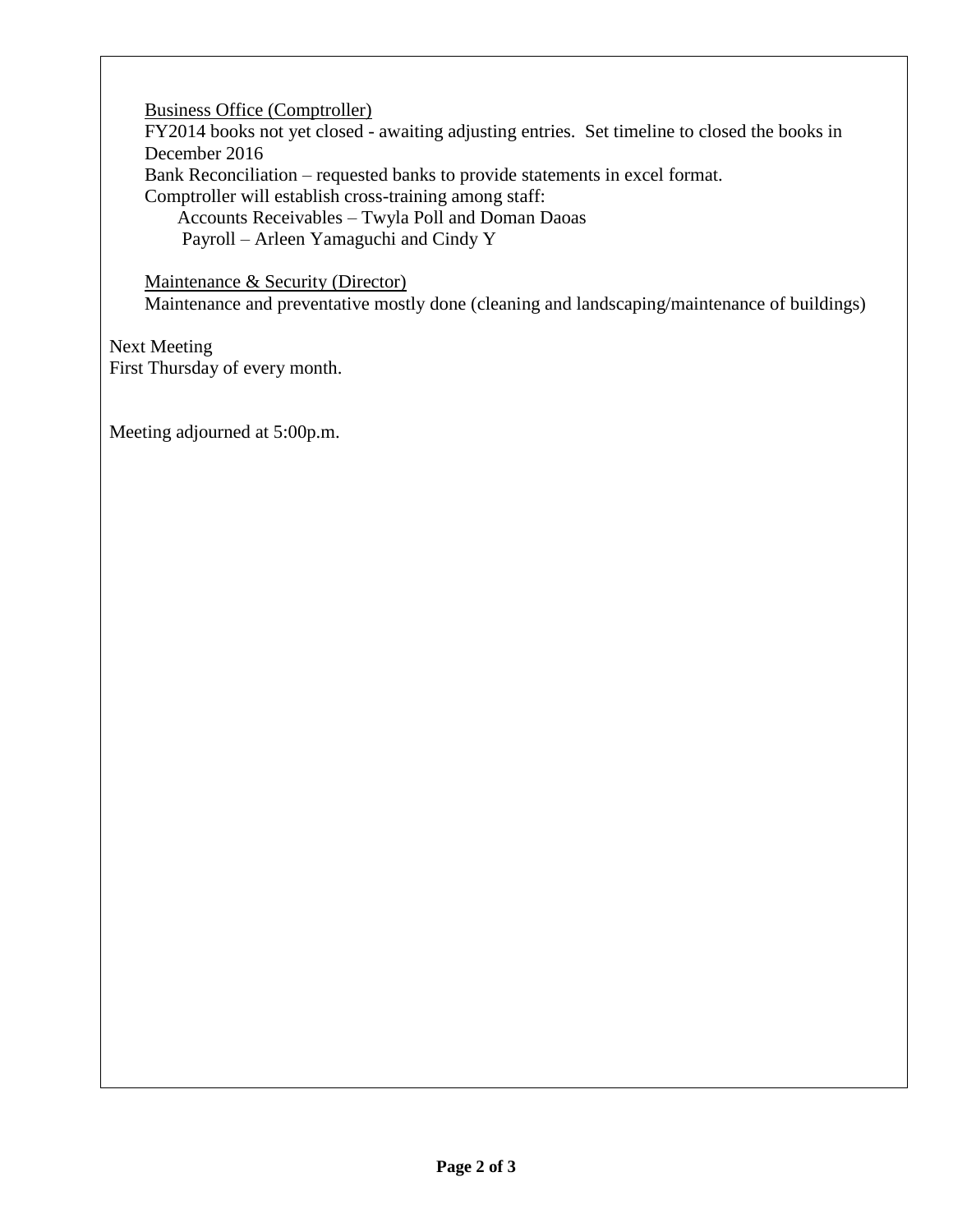<u>Business Office (Comptroller)</u>

FY2014 books not yet closed - awaiting adjusting entries. Set timeline to closed the books in December 2016

Bank Reconciliation – requested banks to provide statements in excel format.

Comptroller will establish cross-training among staff:

- Accounts Receivables – Twyla Poll and Doman Daoas
- Payroll – Arleen Yamaguchi and Cindy Y

<u>Maintenance & Security (Director)</u>

Maintenance and preventative mostly done (cleaning and landscaping/maintenance of buildings)

Next Meeting

First Thursday of every month.

Meeting adjourned at 5:00p.m.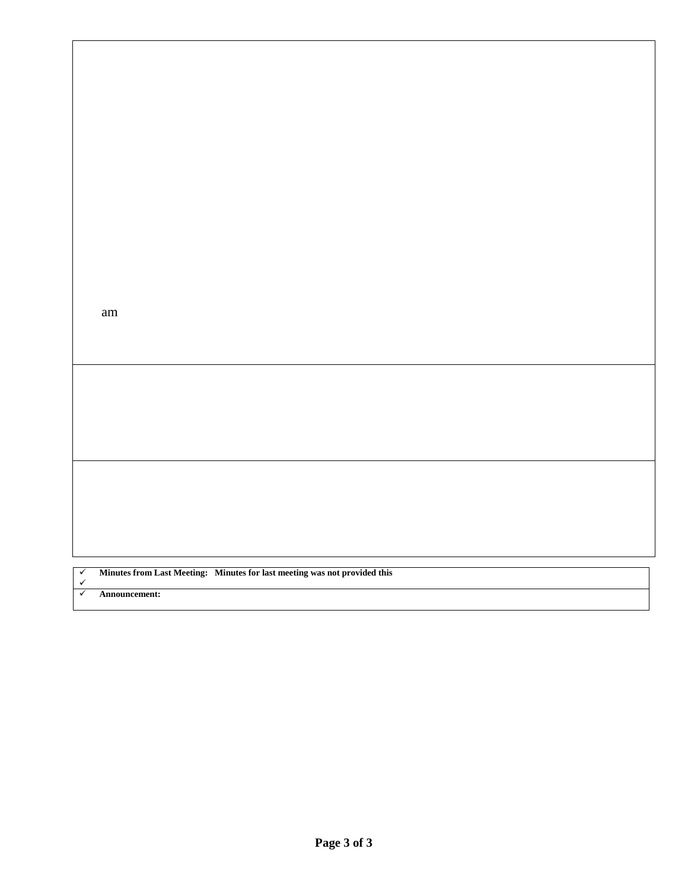| |
|---|
| am |
| |
| |

| |
|---|
| ✓ **Minutes from Last Meeting: Minutes for last meeting was not provided this** ✓ |
| ✓ **Announcement:** |